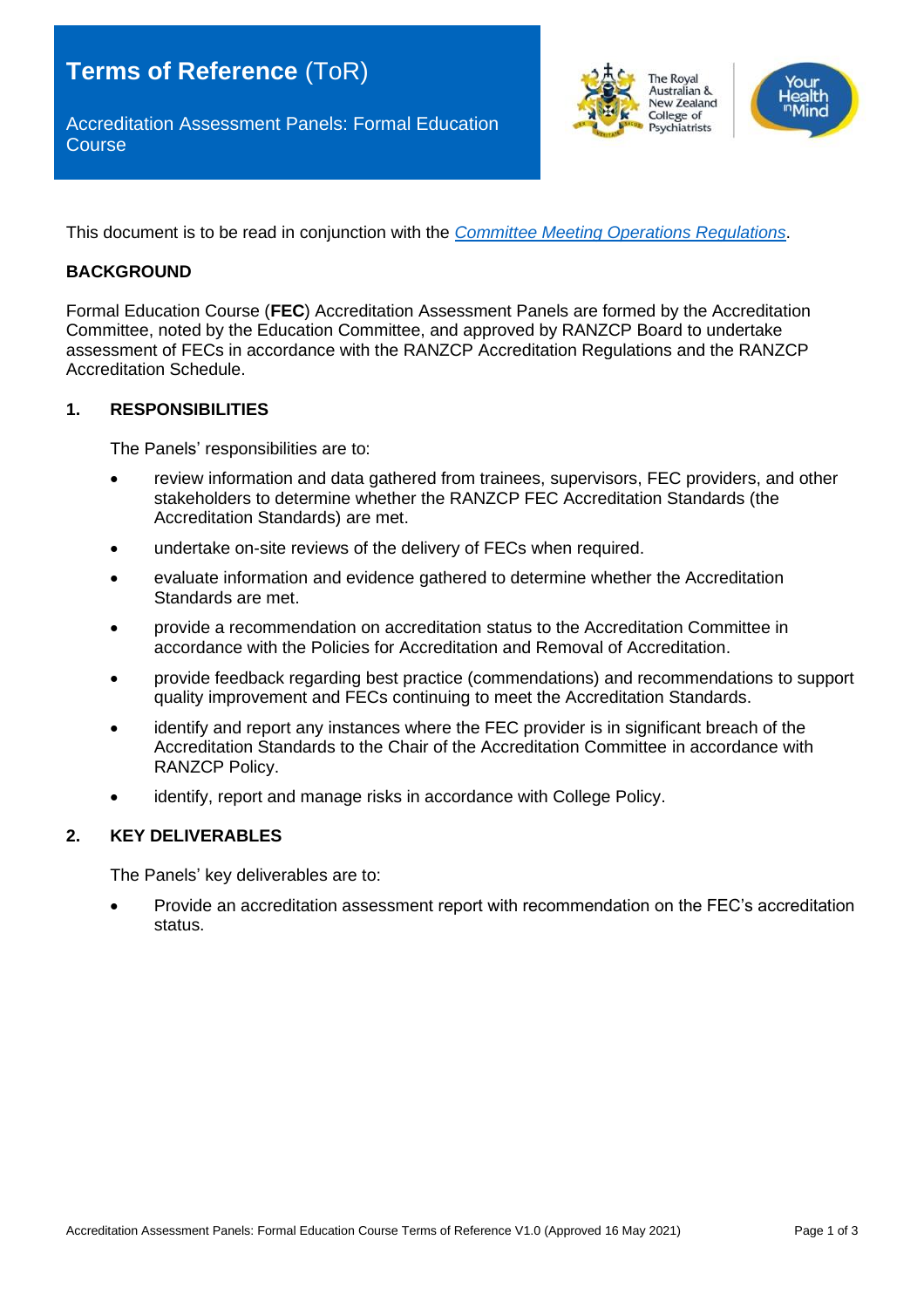# **Terms of Reference** (ToR)

Accreditation Assessment Panels: Formal Education Course

This document is to be read in conjunction with the *Committee Meeting Operations Regulations*.

## BACKGROUND

Formal Education Course (**FEC**) Accreditation Assessment Panels are formed by the Accreditation Committee, noted by the Education Committee, and approved by RANZCP Board to undertake assessment of FECs in accordance with the RANZCP Accreditation Regulations and the RANZCP Accreditation Schedule.

## 1. RESPONSIBILITIES

The Panels' responsibilities are to:

- review information and data gathered from trainees, supervisors, FEC providers, and other stakeholders to determine whether the RANZCP FEC Accreditation Standards (the Accreditation Standards) are met.
- undertake on-site reviews of the delivery of FECs when required.
- evaluate information and evidence gathered to determine whether the Accreditation Standards are met.
- provide a recommendation on accreditation status to the Accreditation Committee in accordance with the Policies for Accreditation and Removal of Accreditation.
- provide feedback regarding best practice (commendations) and recommendations to support quality improvement and FECs continuing to meet the Accreditation Standards.
- identify and report any instances where the FEC provider is in significant breach of the Accreditation Standards to the Chair of the Accreditation Committee in accordance with RANZCP Policy.
- identify, report and manage risks in accordance with College Policy.

## 2. KEY DELIVERABLES

The Panels' key deliverables are to:

- Provide an accreditation assessment report with recommendation on the FEC's accreditation status.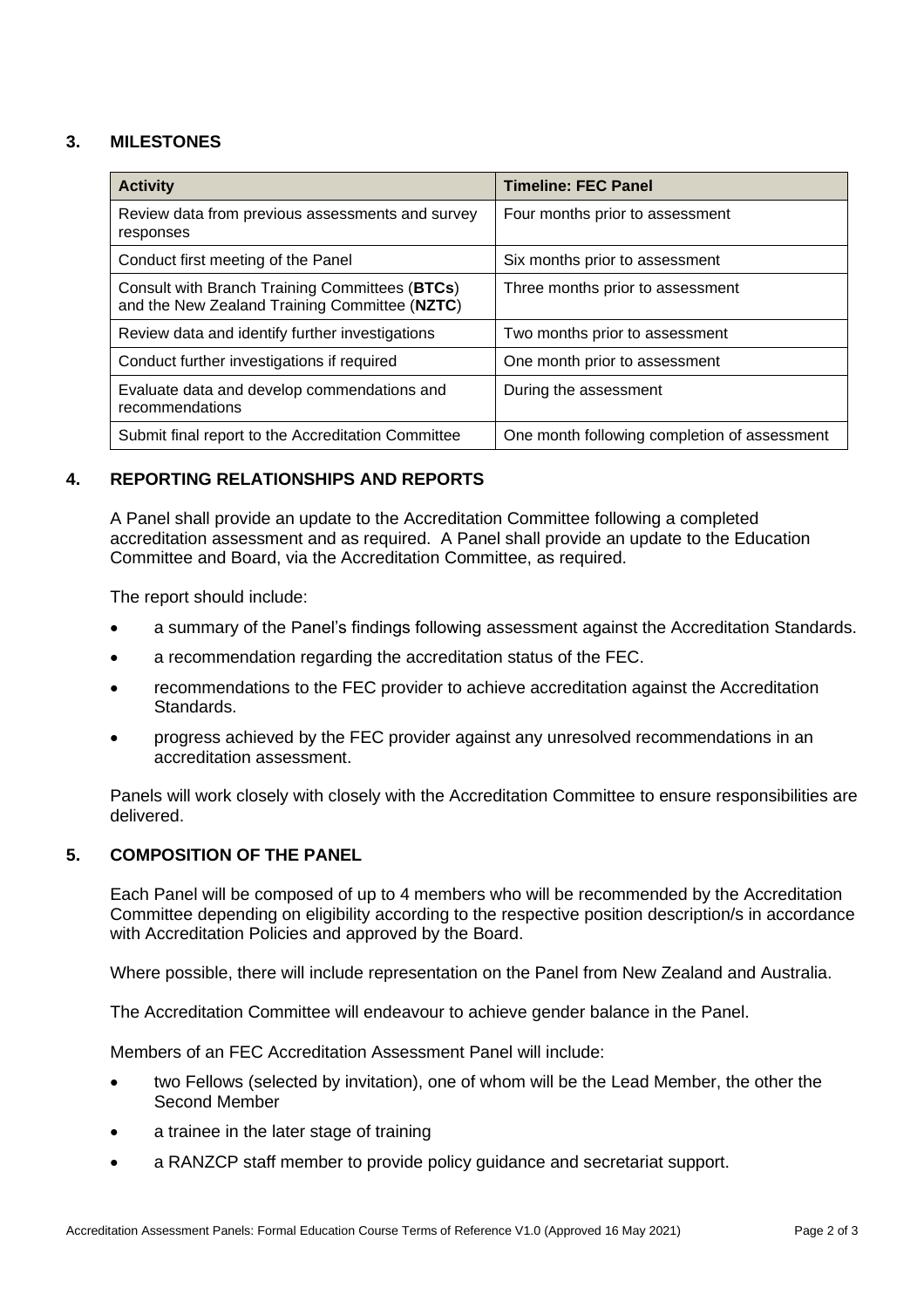## 3. MILESTONES

| **Activity** | **Timeline: FEC Panel** |
|---|---|
| Review data from previous assessments and survey responses | Four months prior to assessment |
| Conduct first meeting of the Panel | Six months prior to assessment |
| Consult with Branch Training Committees (**BTCs**) and the New Zealand Training Committee (**NZTC**) | Three months prior to assessment |
| Review data and identify further investigations | Two months prior to assessment |
| Conduct further investigations if required | One month prior to assessment |
| Evaluate data and develop commendations and recommendations | During the assessment |
| Submit final report to the Accreditation Committee | One month following completion of assessment |

## 4. REPORTING RELATIONSHIPS AND REPORTS

A Panel shall provide an update to the Accreditation Committee following a completed accreditation assessment and as required. A Panel shall provide an update to the Education Committee and Board, via the Accreditation Committee, as required.

The report should include:

- a summary of the Panel's findings following assessment against the Accreditation Standards.
- a recommendation regarding the accreditation status of the FEC.
- recommendations to the FEC provider to achieve accreditation against the Accreditation Standards.
- progress achieved by the FEC provider against any unresolved recommendations in an accreditation assessment.

Panels will work closely with closely with the Accreditation Committee to ensure responsibilities are delivered.

## 5. COMPOSITION OF THE PANEL

Each Panel will be composed of up to 4 members who will be recommended by the Accreditation Committee depending on eligibility according to the respective position description/s in accordance with Accreditation Policies and approved by the Board.

Where possible, there will include representation on the Panel from New Zealand and Australia.

The Accreditation Committee will endeavour to achieve gender balance in the Panel.

Members of an FEC Accreditation Assessment Panel will include:

- two Fellows (selected by invitation), one of whom will be the Lead Member, the other the Second Member
- a trainee in the later stage of training
- a RANZCP staff member to provide policy guidance and secretariat support.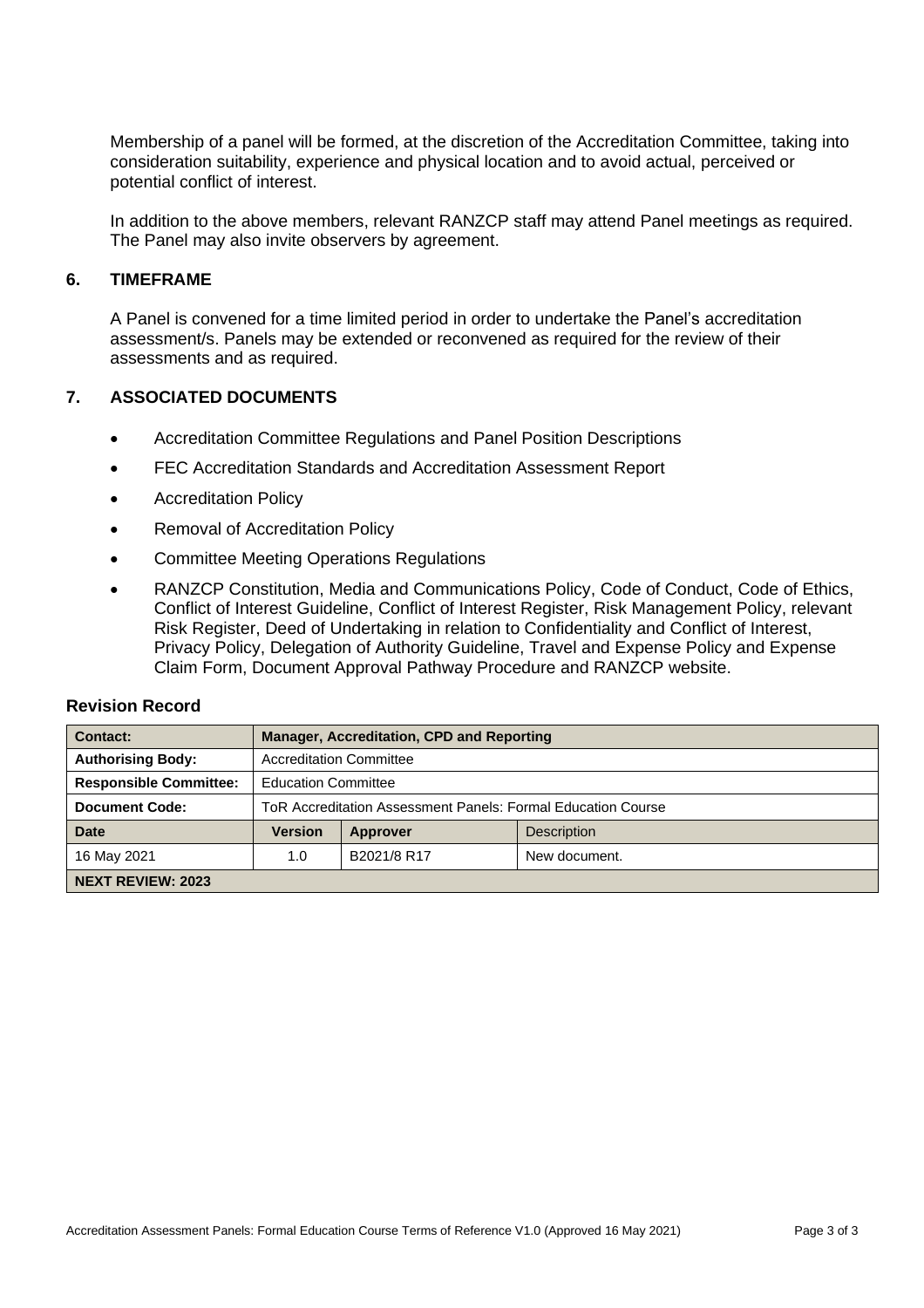Membership of a panel will be formed, at the discretion of the Accreditation Committee, taking into consideration suitability, experience and physical location and to avoid actual, perceived or potential conflict of interest.

In addition to the above members, relevant RANZCP staff may attend Panel meetings as required. The Panel may also invite observers by agreement.

## 6. TIMEFRAME

A Panel is convened for a time limited period in order to undertake the Panel's accreditation assessment/s. Panels may be extended or reconvened as required for the review of their assessments and as required.

## 7. ASSOCIATED DOCUMENTS

- Accreditation Committee Regulations and Panel Position Descriptions
- FEC Accreditation Standards and Accreditation Assessment Report
- Accreditation Policy
- Removal of Accreditation Policy
- Committee Meeting Operations Regulations
- RANZCP Constitution, Media and Communications Policy, Code of Conduct, Code of Ethics, Conflict of Interest Guideline, Conflict of Interest Register, Risk Management Policy, relevant Risk Register, Deed of Undertaking in relation to Confidentiality and Conflict of Interest, Privacy Policy, Delegation of Authority Guideline, Travel and Expense Policy and Expense Claim Form, Document Approval Pathway Procedure and RANZCP website.

### Revision Record

| | | | |
|---|---|---|---|
| **Contact:** | **Manager, Accreditation, CPD and Reporting** | | |
| **Authorising Body:** | Accreditation Committee | | |
| **Responsible Committee:** | Education Committee | | |
| **Document Code:** | ToR Accreditation Assessment Panels: Formal Education Course | | |
| **Date** | **Version** | **Approver** | Description |
| 16 May 2021 | 1.0 | B2021/8 R17 | New document. |
| **NEXT REVIEW: 2023** | | | |